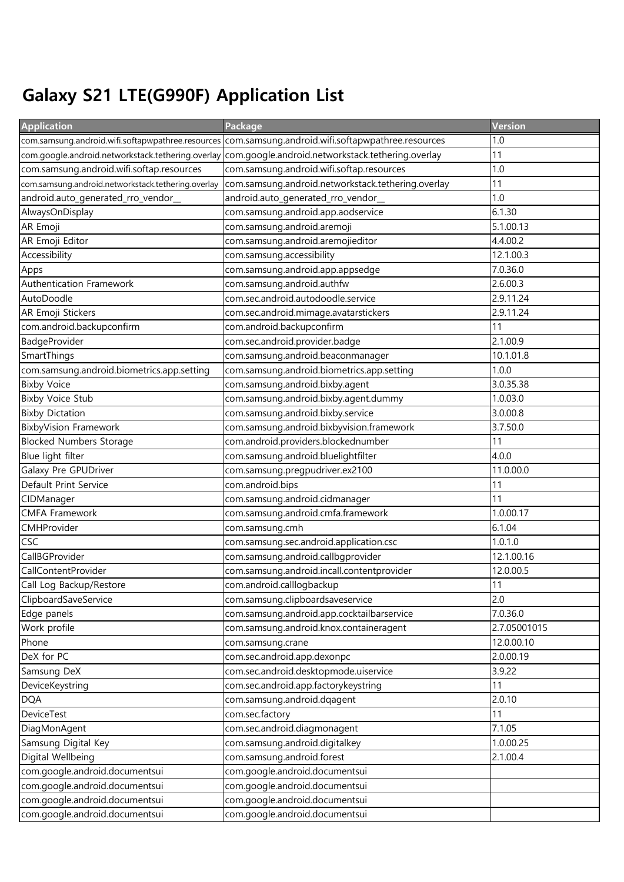# Galaxy S21 LTE(G990F) Application List

| Application | Package | Version |
|---|---|---|
| com.samsung.android.wifi.softapwpathree.resources | com.samsung.android.wifi.softapwpathree.resources | 1.0 |
| com.google.android.networkstack.tethering.overlay | com.google.android.networkstack.tethering.overlay | 11 |
| com.samsung.android.wifi.softap.resources | com.samsung.android.wifi.softap.resources | 1.0 |
| com.samsung.android.networkstack.tethering.overlay | com.samsung.android.networkstack.tethering.overlay | 11 |
| android.auto_generated_rro_vendor__ | android.auto_generated_rro_vendor__ | 1.0 |
| AlwaysOnDisplay | com.samsung.android.app.aodservice | 6.1.30 |
| AR Emoji | com.samsung.android.aremoji | 5.1.00.13 |
| AR Emoji Editor | com.samsung.android.aremojieditor | 4.4.00.2 |
| Accessibility | com.samsung.accessibility | 12.1.00.3 |
| Apps | com.samsung.android.app.appsedge | 7.0.36.0 |
| Authentication Framework | com.samsung.android.authfw | 2.6.00.3 |
| AutoDoodle | com.sec.android.autodoodle.service | 2.9.11.24 |
| AR Emoji Stickers | com.sec.android.mimage.avatarstickers | 2.9.11.24 |
| com.android.backupconfirm | com.android.backupconfirm | 11 |
| BadgeProvider | com.sec.android.provider.badge | 2.1.00.9 |
| SmartThings | com.samsung.android.beaconmanager | 10.1.01.8 |
| com.samsung.android.biometrics.app.setting | com.samsung.android.biometrics.app.setting | 1.0.0 |
| Bixby Voice | com.samsung.android.bixby.agent | 3.0.35.38 |
| Bixby Voice Stub | com.samsung.android.bixby.agent.dummy | 1.0.03.0 |
| Bixby Dictation | com.samsung.android.bixby.service | 3.0.00.8 |
| BixbyVision Framework | com.samsung.android.bixbyvision.framework | 3.7.50.0 |
| Blocked Numbers Storage | com.android.providers.blockednumber | 11 |
| Blue light filter | com.samsung.android.bluelightfilter | 4.0.0 |
| Galaxy Pre GPUDriver | com.samsung.pregpudriver.ex2100 | 11.0.00.0 |
| Default Print Service | com.android.bips | 11 |
| CIDManager | com.samsung.android.cidmanager | 11 |
| CMFA Framework | com.samsung.android.cmfa.framework | 1.0.00.17 |
| CMHProvider | com.samsung.cmh | 6.1.04 |
| CSC | com.samsung.sec.android.application.csc | 1.0.1.0 |
| CallBGProvider | com.samsung.android.callbgprovider | 12.1.00.16 |
| CallContentProvider | com.samsung.android.incall.contentprovider | 12.0.00.5 |
| Call Log Backup/Restore | com.android.calllogbackup | 11 |
| ClipboardSaveService | com.samsung.clipboardsaveservice | 2.0 |
| Edge panels | com.samsung.android.app.cocktailbarservice | 7.0.36.0 |
| Work profile | com.samsung.android.knox.containeragent | 2.7.05001015 |
| Phone | com.samsung.crane | 12.0.00.10 |
| DeX for PC | com.sec.android.app.dexonpc | 2.0.00.19 |
| Samsung DeX | com.sec.android.desktopmode.uiservice | 3.9.22 |
| DeviceKeystring | com.sec.android.app.factorykeystring | 11 |
| DQA | com.samsung.android.dqagent | 2.0.10 |
| DeviceTest | com.sec.factory | 11 |
| DiagMonAgent | com.sec.android.diagmonagent | 7.1.05 |
| Samsung Digital Key | com.samsung.android.digitalkey | 1.0.00.25 |
| Digital Wellbeing | com.samsung.android.forest | 2.1.00.4 |
| com.google.android.documentsui | com.google.android.documentsui | |
| com.google.android.documentsui | com.google.android.documentsui | |
| com.google.android.documentsui | com.google.android.documentsui | |
| com.google.android.documentsui | com.google.android.documentsui | |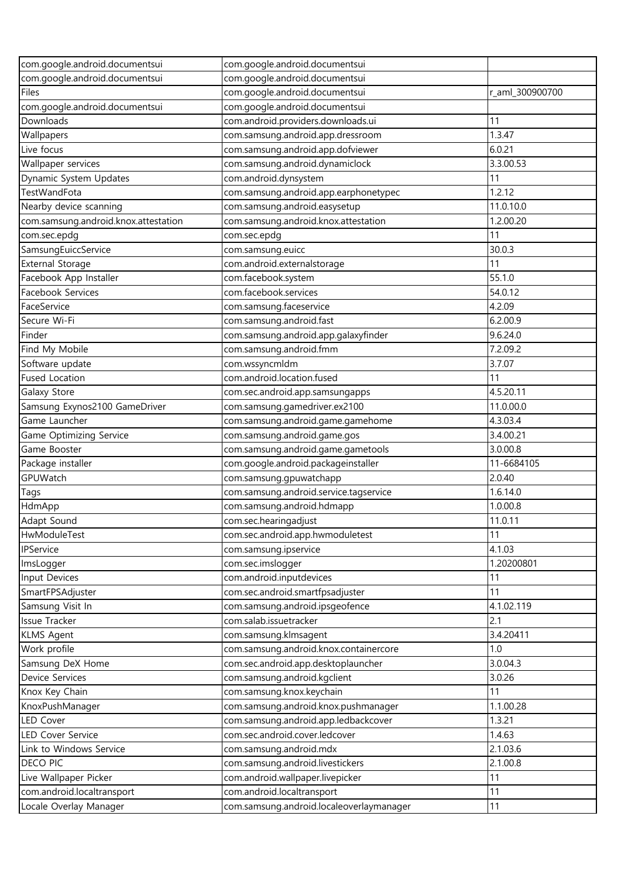| com.google.android.documentsui | com.google.android.documentsui | |
|---|---|---|
| com.google.android.documentsui | com.google.android.documentsui | |
| Files | com.google.android.documentsui | r_aml_300900700 |
| com.google.android.documentsui | com.google.android.documentsui | |
| Downloads | com.android.providers.downloads.ui | 11 |
| Wallpapers | com.samsung.android.app.dressroom | 1.3.47 |
| Live focus | com.samsung.android.app.dofviewer | 6.0.21 |
| Wallpaper services | com.samsung.android.dynamiclock | 3.3.00.53 |
| Dynamic System Updates | com.android.dynsystem | 11 |
| TestWandFota | com.samsung.android.app.earphonetypec | 1.2.12 |
| Nearby device scanning | com.samsung.android.easysetup | 11.0.10.0 |
| com.samsung.android.knox.attestation | com.samsung.android.knox.attestation | 1.2.00.20 |
| com.sec.epdg | com.sec.epdg | 11 |
| SamsungEuiccService | com.samsung.euicc | 30.0.3 |
| External Storage | com.android.externalstorage | 11 |
| Facebook App Installer | com.facebook.system | 55.1.0 |
| Facebook Services | com.facebook.services | 54.0.12 |
| FaceService | com.samsung.faceservice | 4.2.09 |
| Secure Wi-Fi | com.samsung.android.fast | 6.2.00.9 |
| Finder | com.samsung.android.app.galaxyfinder | 9.6.24.0 |
| Find My Mobile | com.samsung.android.fmm | 7.2.09.2 |
| Software update | com.wssyncmldm | 3.7.07 |
| Fused Location | com.android.location.fused | 11 |
| Galaxy Store | com.sec.android.app.samsungapps | 4.5.20.11 |
| Samsung Exynos2100 GameDriver | com.samsung.gamedriver.ex2100 | 11.0.00.0 |
| Game Launcher | com.samsung.android.game.gamehome | 4.3.03.4 |
| Game Optimizing Service | com.samsung.android.game.gos | 3.4.00.21 |
| Game Booster | com.samsung.android.game.gametools | 3.0.00.8 |
| Package installer | com.google.android.packageinstaller | 11-6684105 |
| GPUWatch | com.samsung.gpuwatchapp | 2.0.40 |
| Tags | com.samsung.android.service.tagservice | 1.6.14.0 |
| HdmApp | com.samsung.android.hdmapp | 1.0.00.8 |
| Adapt Sound | com.sec.hearingadjust | 11.0.11 |
| HwModuleTest | com.sec.android.app.hwmoduletest | 11 |
| IPService | com.samsung.ipservice | 4.1.03 |
| ImsLogger | com.sec.imslogger | 1.20200801 |
| Input Devices | com.android.inputdevices | 11 |
| SmartFPSAdjuster | com.sec.android.smartfpsadjuster | 11 |
| Samsung Visit In | com.samsung.android.ipsgeofence | 4.1.02.119 |
| Issue Tracker | com.salab.issuetracker | 2.1 |
| KLMS Agent | com.samsung.klmsagent | 3.4.20411 |
| Work profile | com.samsung.android.knox.containercore | 1.0 |
| Samsung DeX Home | com.sec.android.app.desktoplauncher | 3.0.04.3 |
| Device Services | com.samsung.android.kgclient | 3.0.26 |
| Knox Key Chain | com.samsung.knox.keychain | 11 |
| KnoxPushManager | com.samsung.android.knox.pushmanager | 1.1.00.28 |
| LED Cover | com.samsung.android.app.ledbackcover | 1.3.21 |
| LED Cover Service | com.sec.android.cover.ledcover | 1.4.63 |
| Link to Windows Service | com.samsung.android.mdx | 2.1.03.6 |
| DECO PIC | com.samsung.android.livestickers | 2.1.00.8 |
| Live Wallpaper Picker | com.android.wallpaper.livepicker | 11 |
| com.android.localtransport | com.android.localtransport | 11 |
| Locale Overlay Manager | com.samsung.android.localeoverlaymanager | 11 |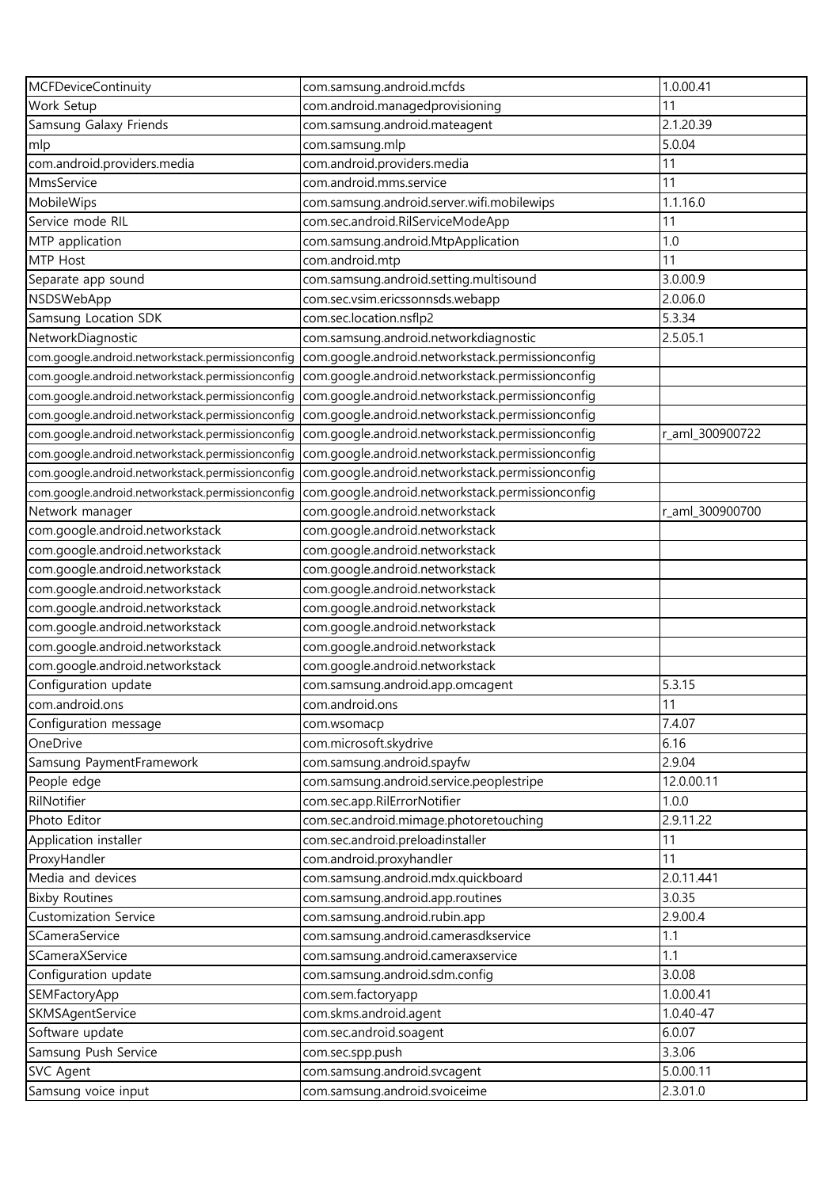| MCFDeviceContinuity | com.samsung.android.mcfds | 1.0.00.41 |
|---|---|---|
| Work Setup | com.android.managedprovisioning | 11 |
| Samsung Galaxy Friends | com.samsung.android.mateagent | 2.1.20.39 |
| mlp | com.samsung.mlp | 5.0.04 |
| com.android.providers.media | com.android.providers.media | 11 |
| MmsService | com.android.mms.service | 11 |
| MobileWips | com.samsung.android.server.wifi.mobilewips | 1.1.16.0 |
| Service mode RIL | com.sec.android.RilServiceModeApp | 11 |
| MTP application | com.samsung.android.MtpApplication | 1.0 |
| MTP Host | com.android.mtp | 11 |
| Separate app sound | com.samsung.android.setting.multisound | 3.0.00.9 |
| NSDSWebApp | com.sec.vsim.ericssonnsds.webapp | 2.0.06.0 |
| Samsung Location SDK | com.sec.location.nsflp2 | 5.3.34 |
| NetworkDiagnostic | com.samsung.android.networkdiagnostic | 2.5.05.1 |
| com.google.android.networkstack.permissionconfig | com.google.android.networkstack.permissionconfig | |
| com.google.android.networkstack.permissionconfig | com.google.android.networkstack.permissionconfig | |
| com.google.android.networkstack.permissionconfig | com.google.android.networkstack.permissionconfig | |
| com.google.android.networkstack.permissionconfig | com.google.android.networkstack.permissionconfig | |
| com.google.android.networkstack.permissionconfig | com.google.android.networkstack.permissionconfig | r_aml_300900722 |
| com.google.android.networkstack.permissionconfig | com.google.android.networkstack.permissionconfig | |
| com.google.android.networkstack.permissionconfig | com.google.android.networkstack.permissionconfig | |
| com.google.android.networkstack.permissionconfig | com.google.android.networkstack.permissionconfig | |
| Network manager | com.google.android.networkstack | r_aml_300900700 |
| com.google.android.networkstack | com.google.android.networkstack | |
| com.google.android.networkstack | com.google.android.networkstack | |
| com.google.android.networkstack | com.google.android.networkstack | |
| com.google.android.networkstack | com.google.android.networkstack | |
| com.google.android.networkstack | com.google.android.networkstack | |
| com.google.android.networkstack | com.google.android.networkstack | |
| com.google.android.networkstack | com.google.android.networkstack | |
| com.google.android.networkstack | com.google.android.networkstack | |
| Configuration update | com.samsung.android.app.omcagent | 5.3.15 |
| com.android.ons | com.android.ons | 11 |
| Configuration message | com.wsomacp | 7.4.07 |
| OneDrive | com.microsoft.skydrive | 6.16 |
| Samsung PaymentFramework | com.samsung.android.spayfw | 2.9.04 |
| People edge | com.samsung.android.service.peoplestripe | 12.0.00.11 |
| RilNotifier | com.sec.app.RilErrorNotifier | 1.0.0 |
| Photo Editor | com.sec.android.mimage.photoretouching | 2.9.11.22 |
| Application installer | com.sec.android.preloadinstaller | 11 |
| ProxyHandler | com.android.proxyhandler | 11 |
| Media and devices | com.samsung.android.mdx.quickboard | 2.0.11.441 |
| Bixby Routines | com.samsung.android.app.routines | 3.0.35 |
| Customization Service | com.samsung.android.rubin.app | 2.9.00.4 |
| SCameraService | com.samsung.android.camerasdkservice | 1.1 |
| SCameraXService | com.samsung.android.cameraxservice | 1.1 |
| Configuration update | com.samsung.android.sdm.config | 3.0.08 |
| SEMFactoryApp | com.sem.factoryapp | 1.0.00.41 |
| SKMSAgentService | com.skms.android.agent | 1.0.40-47 |
| Software update | com.sec.android.soagent | 6.0.07 |
| Samsung Push Service | com.sec.spp.push | 3.3.06 |
| SVC Agent | com.samsung.android.svcagent | 5.0.00.11 |
| Samsung voice input | com.samsung.android.svoiceime | 2.3.01.0 |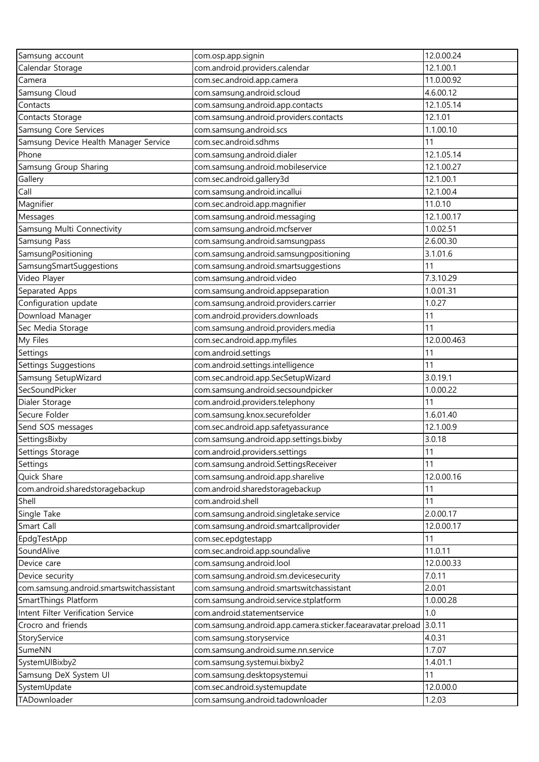| Samsung account | com.osp.app.signin | 12.0.00.24 |
|---|---|---|
| Calendar Storage | com.android.providers.calendar | 12.1.00.1 |
| Camera | com.sec.android.app.camera | 11.0.00.92 |
| Samsung Cloud | com.samsung.android.scloud | 4.6.00.12 |
| Contacts | com.samsung.android.app.contacts | 12.1.05.14 |
| Contacts Storage | com.samsung.android.providers.contacts | 12.1.01 |
| Samsung Core Services | com.samsung.android.scs | 1.1.00.10 |
| Samsung Device Health Manager Service | com.sec.android.sdhms | 11 |
| Phone | com.samsung.android.dialer | 12.1.05.14 |
| Samsung Group Sharing | com.samsung.android.mobileservice | 12.1.00.27 |
| Gallery | com.sec.android.gallery3d | 12.1.00.1 |
| Call | com.samsung.android.incallui | 12.1.00.4 |
| Magnifier | com.sec.android.app.magnifier | 11.0.10 |
| Messages | com.samsung.android.messaging | 12.1.00.17 |
| Samsung Multi Connectivity | com.samsung.android.mcfserver | 1.0.02.51 |
| Samsung Pass | com.samsung.android.samsungpass | 2.6.00.30 |
| SamsungPositioning | com.samsung.android.samsungpositioning | 3.1.01.6 |
| SamsungSmartSuggestions | com.samsung.android.smartsuggestions | 11 |
| Video Player | com.samsung.android.video | 7.3.10.29 |
| Separated Apps | com.samsung.android.appseparation | 1.0.01.31 |
| Configuration update | com.samsung.android.providers.carrier | 1.0.27 |
| Download Manager | com.android.providers.downloads | 11 |
| Sec Media Storage | com.samsung.android.providers.media | 11 |
| My Files | com.sec.android.app.myfiles | 12.0.00.463 |
| Settings | com.android.settings | 11 |
| Settings Suggestions | com.android.settings.intelligence | 11 |
| Samsung SetupWizard | com.sec.android.app.SecSetupWizard | 3.0.19.1 |
| SecSoundPicker | com.samsung.android.secsoundpicker | 1.0.00.22 |
| Dialer Storage | com.android.providers.telephony | 11 |
| Secure Folder | com.samsung.knox.securefolder | 1.6.01.40 |
| Send SOS messages | com.sec.android.app.safetyassurance | 12.1.00.9 |
| SettingsBixby | com.samsung.android.app.settings.bixby | 3.0.18 |
| Settings Storage | com.android.providers.settings | 11 |
| Settings | com.samsung.android.SettingsReceiver | 11 |
| Quick Share | com.samsung.android.app.sharelive | 12.0.00.16 |
| com.android.sharedstoragebackup | com.android.sharedstoragebackup | 11 |
| Shell | com.android.shell | 11 |
| Single Take | com.samsung.android.singletake.service | 2.0.00.17 |
| Smart Call | com.samsung.android.smartcallprovider | 12.0.00.17 |
| EpdgTestApp | com.sec.epdgtestapp | 11 |
| SoundAlive | com.sec.android.app.soundalive | 11.0.11 |
| Device care | com.samsung.android.lool | 12.0.00.33 |
| Device security | com.samsung.android.sm.devicesecurity | 7.0.11 |
| com.samsung.android.smartswitchassistant | com.samsung.android.smartswitchassistant | 2.0.01 |
| SmartThings Platform | com.samsung.android.service.stplatform | 1.0.00.28 |
| Intent Filter Verification Service | com.android.statementservice | 1.0 |
| Crocro and friends | com.samsung.android.app.camera.sticker.facearavatar.preload | 3.0.11 |
| StoryService | com.samsung.storyservice | 4.0.31 |
| SumeNN | com.samsung.android.sume.nn.service | 1.7.07 |
| SystemUIBixby2 | com.samsung.systemui.bixby2 | 1.4.01.1 |
| Samsung DeX System UI | com.samsung.desktopsystemui | 11 |
| SystemUpdate | com.sec.android.systemupdate | 12.0.00.0 |
| TADownloader | com.samsung.android.tadownloader | 1.2.03 |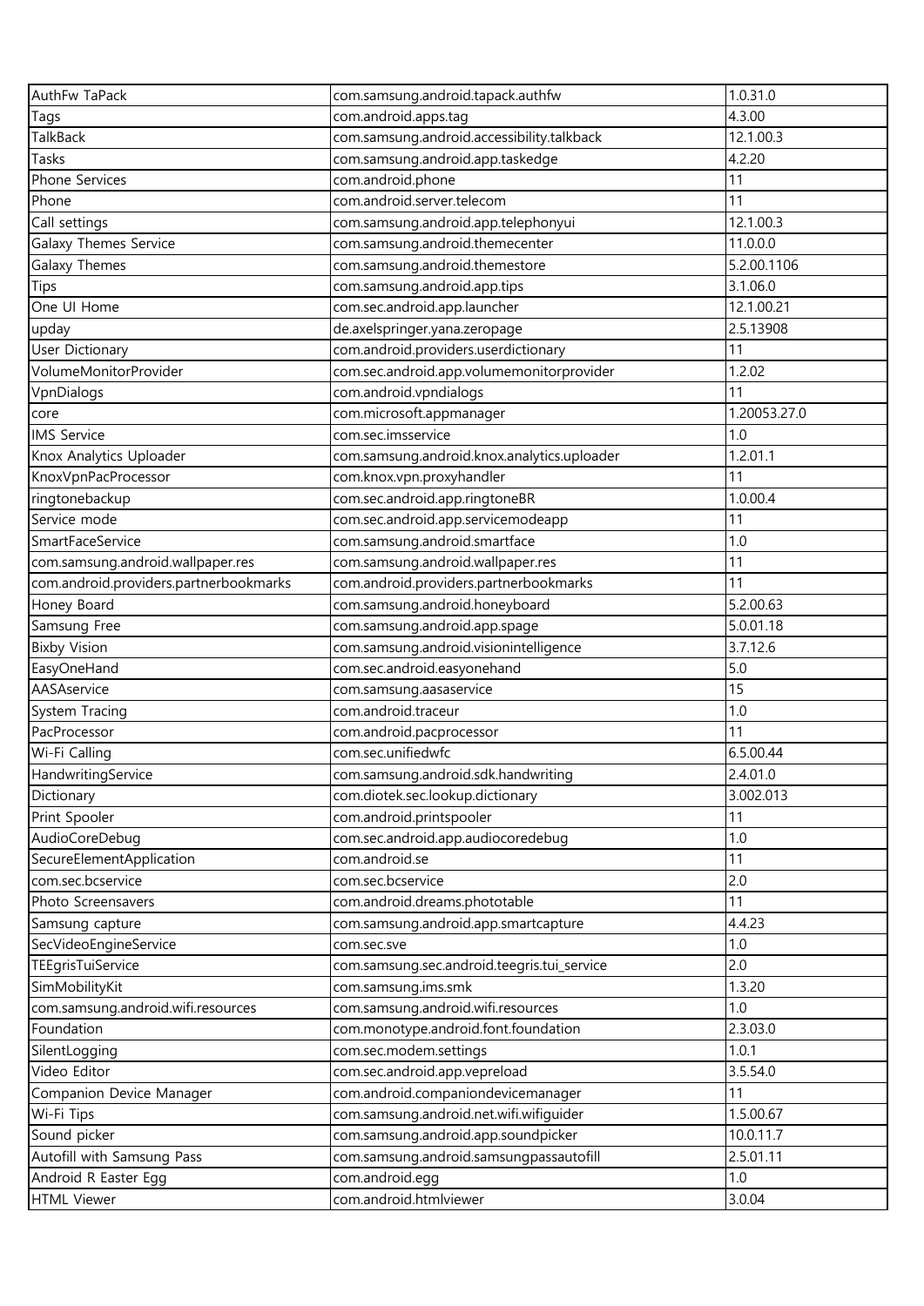| AuthFw TaPack | com.samsung.android.tapack.authfw | 1.0.31.0 |
|---|---|---|
| Tags | com.android.apps.tag | 4.3.00 |
| TalkBack | com.samsung.android.accessibility.talkback | 12.1.00.3 |
| Tasks | com.samsung.android.app.taskedge | 4.2.20 |
| Phone Services | com.android.phone | 11 |
| Phone | com.android.server.telecom | 11 |
| Call settings | com.samsung.android.app.telephonyui | 12.1.00.3 |
| Galaxy Themes Service | com.samsung.android.themecenter | 11.0.0.0 |
| Galaxy Themes | com.samsung.android.themestore | 5.2.00.1106 |
| Tips | com.samsung.android.app.tips | 3.1.06.0 |
| One UI Home | com.sec.android.app.launcher | 12.1.00.21 |
| upday | de.axelspringer.yana.zeropage | 2.5.13908 |
| User Dictionary | com.android.providers.userdictionary | 11 |
| VolumeMonitorProvider | com.sec.android.app.volumemonitorprovider | 1.2.02 |
| VpnDialogs | com.android.vpndialogs | 11 |
| core | com.microsoft.appmanager | 1.20053.27.0 |
| IMS Service | com.sec.imsservice | 1.0 |
| Knox Analytics Uploader | com.samsung.android.knox.analytics.uploader | 1.2.01.1 |
| KnoxVpnPacProcessor | com.knox.vpn.proxyhandler | 11 |
| ringtonebackup | com.sec.android.app.ringtoneBR | 1.0.00.4 |
| Service mode | com.sec.android.app.servicemodeapp | 11 |
| SmartFaceService | com.samsung.android.smartface | 1.0 |
| com.samsung.android.wallpaper.res | com.samsung.android.wallpaper.res | 11 |
| com.android.providers.partnerbookmarks | com.android.providers.partnerbookmarks | 11 |
| Honey Board | com.samsung.android.honeyboard | 5.2.00.63 |
| Samsung Free | com.samsung.android.app.spage | 5.0.01.18 |
| Bixby Vision | com.samsung.android.visionintelligence | 3.7.12.6 |
| EasyOneHand | com.sec.android.easyonehand | 5.0 |
| AASAservice | com.samsung.aasaservice | 15 |
| System Tracing | com.android.traceur | 1.0 |
| PacProcessor | com.android.pacprocessor | 11 |
| Wi-Fi Calling | com.sec.unifiedwfc | 6.5.00.44 |
| HandwritingService | com.samsung.android.sdk.handwriting | 2.4.01.0 |
| Dictionary | com.diotek.sec.lookup.dictionary | 3.002.013 |
| Print Spooler | com.android.printspooler | 11 |
| AudioCoreDebug | com.sec.android.app.audiocoredebug | 1.0 |
| SecureElementApplication | com.android.se | 11 |
| com.sec.bcservice | com.sec.bcservice | 2.0 |
| Photo Screensavers | com.android.dreams.phototable | 11 |
| Samsung capture | com.samsung.android.app.smartcapture | 4.4.23 |
| SecVideoEngineService | com.sec.sve | 1.0 |
| TEEgrisTuiService | com.samsung.sec.android.teegris.tui_service | 2.0 |
| SimMobilityKit | com.samsung.ims.smk | 1.3.20 |
| com.samsung.android.wifi.resources | com.samsung.android.wifi.resources | 1.0 |
| Foundation | com.monotype.android.font.foundation | 2.3.03.0 |
| SilentLogging | com.sec.modem.settings | 1.0.1 |
| Video Editor | com.sec.android.app.vepreload | 3.5.54.0 |
| Companion Device Manager | com.android.companiondevicemanager | 11 |
| Wi-Fi Tips | com.samsung.android.net.wifi.wifiguider | 1.5.00.67 |
| Sound picker | com.samsung.android.app.soundpicker | 10.0.11.7 |
| Autofill with Samsung Pass | com.samsung.android.samsungpassautofill | 2.5.01.11 |
| Android R Easter Egg | com.android.egg | 1.0 |
| HTML Viewer | com.android.htmlviewer | 3.0.04 |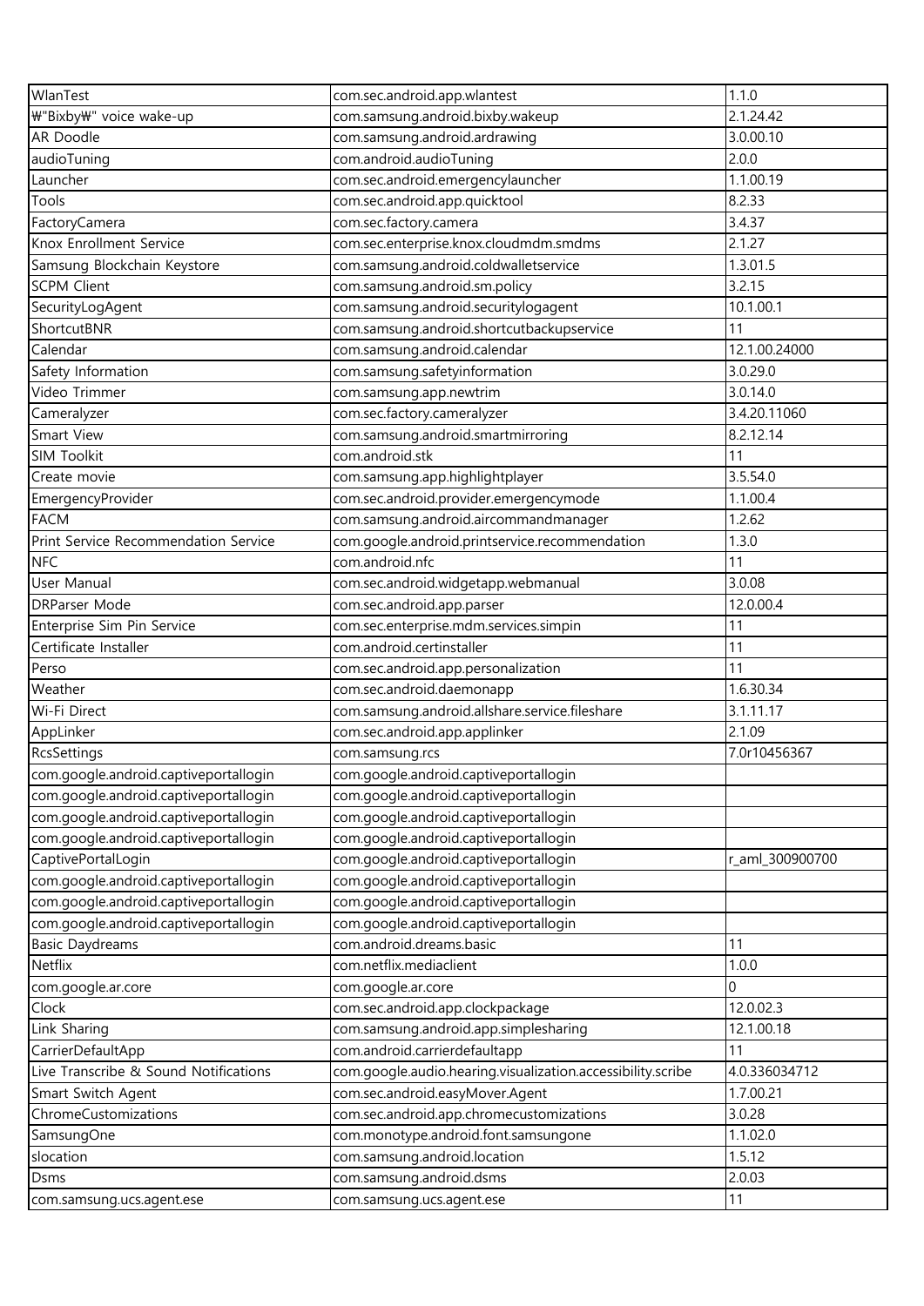| WlanTest | com.sec.android.app.wlantest | 1.1.0 |
|---|---|---|
| ₩"Bixby₩" voice wake-up | com.samsung.android.bixby.wakeup | 2.1.24.42 |
| AR Doodle | com.samsung.android.ardrawing | 3.0.00.10 |
| audioTuning | com.android.audioTuning | 2.0.0 |
| Launcher | com.sec.android.emergencylauncher | 1.1.00.19 |
| Tools | com.sec.android.app.quicktool | 8.2.33 |
| FactoryCamera | com.sec.factory.camera | 3.4.37 |
| Knox Enrollment Service | com.sec.enterprise.knox.cloudmdm.smdms | 2.1.27 |
| Samsung Blockchain Keystore | com.samsung.android.coldwalletservice | 1.3.01.5 |
| SCPM Client | com.samsung.android.sm.policy | 3.2.15 |
| SecurityLogAgent | com.samsung.android.securitylogagent | 10.1.00.1 |
| ShortcutBNR | com.samsung.android.shortcutbackupservice | 11 |
| Calendar | com.samsung.android.calendar | 12.1.00.24000 |
| Safety Information | com.samsung.safetyinformation | 3.0.29.0 |
| Video Trimmer | com.samsung.app.newtrim | 3.0.14.0 |
| Cameralyzer | com.sec.factory.cameralyzer | 3.4.20.11060 |
| Smart View | com.samsung.android.smartmirroring | 8.2.12.14 |
| SIM Toolkit | com.android.stk | 11 |
| Create movie | com.samsung.app.highlightplayer | 3.5.54.0 |
| EmergencyProvider | com.sec.android.provider.emergencymode | 1.1.00.4 |
| FACM | com.samsung.android.aircommandmanager | 1.2.62 |
| Print Service Recommendation Service | com.google.android.printservice.recommendation | 1.3.0 |
| NFC | com.android.nfc | 11 |
| User Manual | com.sec.android.widgetapp.webmanual | 3.0.08 |
| DRParser Mode | com.sec.android.app.parser | 12.0.00.4 |
| Enterprise Sim Pin Service | com.sec.enterprise.mdm.services.simpin | 11 |
| Certificate Installer | com.android.certinstaller | 11 |
| Perso | com.sec.android.app.personalization | 11 |
| Weather | com.sec.android.daemonapp | 1.6.30.34 |
| Wi-Fi Direct | com.samsung.android.allshare.service.fileshare | 3.1.11.17 |
| AppLinker | com.sec.android.app.applinker | 2.1.09 |
| RcsSettings | com.samsung.rcs | 7.0r10456367 |
| com.google.android.captiveportallogin | com.google.android.captiveportallogin | |
| com.google.android.captiveportallogin | com.google.android.captiveportallogin | |
| com.google.android.captiveportallogin | com.google.android.captiveportallogin | |
| com.google.android.captiveportallogin | com.google.android.captiveportallogin | |
| CaptivePortalLogin | com.google.android.captiveportallogin | r_aml_300900700 |
| com.google.android.captiveportallogin | com.google.android.captiveportallogin | |
| com.google.android.captiveportallogin | com.google.android.captiveportallogin | |
| com.google.android.captiveportallogin | com.google.android.captiveportallogin | |
| Basic Daydreams | com.android.dreams.basic | 11 |
| Netflix | com.netflix.mediaclient | 1.0.0 |
| com.google.ar.core | com.google.ar.core | 0 |
| Clock | com.sec.android.app.clockpackage | 12.0.02.3 |
| Link Sharing | com.samsung.android.app.simplesharing | 12.1.00.18 |
| CarrierDefaultApp | com.android.carrierdefaultapp | 11 |
| Live Transcribe & Sound Notifications | com.google.audio.hearing.visualization.accessibility.scribe | 4.0.336034712 |
| Smart Switch Agent | com.sec.android.easyMover.Agent | 1.7.00.21 |
| ChromeCustomizations | com.sec.android.app.chromecustomizations | 3.0.28 |
| SamsungOne | com.monotype.android.font.samsungone | 1.1.02.0 |
| slocation | com.samsung.android.location | 1.5.12 |
| Dsms | com.samsung.android.dsms | 2.0.03 |
| com.samsung.ucs.agent.ese | com.samsung.ucs.agent.ese | 11 |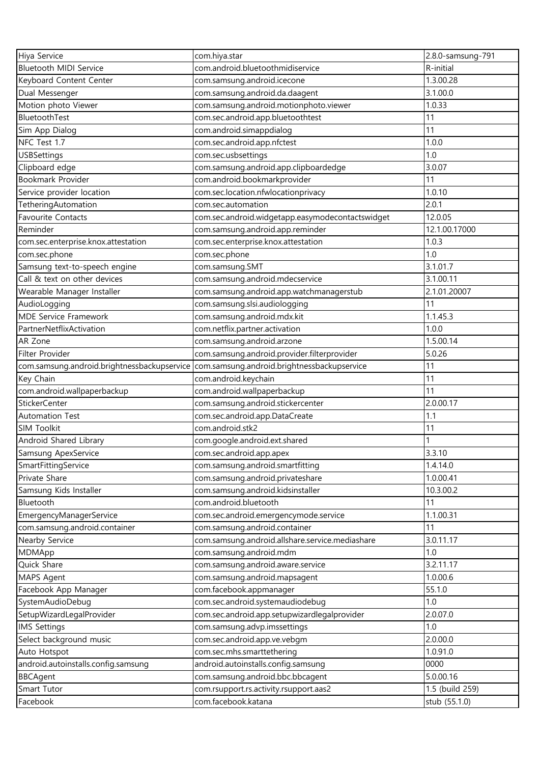| Hiya Service | com.hiya.star | 2.8.0-samsung-791 |
|---|---|---|
| Bluetooth MIDI Service | com.android.bluetoothmidiservice | R-initial |
| Keyboard Content Center | com.samsung.android.icecone | 1.3.00.28 |
| Dual Messenger | com.samsung.android.da.daagent | 3.1.00.0 |
| Motion photo Viewer | com.samsung.android.motionphoto.viewer | 1.0.33 |
| BluetoothTest | com.sec.android.app.bluetoothtest | 11 |
| Sim App Dialog | com.android.simappdialog | 11 |
| NFC Test 1.7 | com.sec.android.app.nfctest | 1.0.0 |
| USBSettings | com.sec.usbsettings | 1.0 |
| Clipboard edge | com.samsung.android.app.clipboardedge | 3.0.07 |
| Bookmark Provider | com.android.bookmarkprovider | 11 |
| Service provider location | com.sec.location.nfwlocationprivacy | 1.0.10 |
| TetheringAutomation | com.sec.automation | 2.0.1 |
| Favourite Contacts | com.sec.android.widgetapp.easymodecontactswidget | 12.0.05 |
| Reminder | com.samsung.android.app.reminder | 12.1.00.17000 |
| com.sec.enterprise.knox.attestation | com.sec.enterprise.knox.attestation | 1.0.3 |
| com.sec.phone | com.sec.phone | 1.0 |
| Samsung text-to-speech engine | com.samsung.SMT | 3.1.01.7 |
| Call & text on other devices | com.samsung.android.mdecservice | 3.1.00.11 |
| Wearable Manager Installer | com.samsung.android.app.watchmanagerstub | 2.1.01.20007 |
| AudioLogging | com.samsung.slsi.audiologging | 11 |
| MDE Service Framework | com.samsung.android.mdx.kit | 1.1.45.3 |
| PartnerNetflixActivation | com.netflix.partner.activation | 1.0.0 |
| AR Zone | com.samsung.android.arzone | 1.5.00.14 |
| Filter Provider | com.samsung.android.provider.filterprovider | 5.0.26 |
| com.samsung.android.brightnessbackupservice | com.samsung.android.brightnessbackupservice | 11 |
| Key Chain | com.android.keychain | 11 |
| com.android.wallpaperbackup | com.android.wallpaperbackup | 11 |
| StickerCenter | com.samsung.android.stickercenter | 2.0.00.17 |
| Automation Test | com.sec.android.app.DataCreate | 1.1 |
| SIM Toolkit | com.android.stk2 | 11 |
| Android Shared Library | com.google.android.ext.shared | 1 |
| Samsung ApexService | com.sec.android.app.apex | 3.3.10 |
| SmartFittingService | com.samsung.android.smartfitting | 1.4.14.0 |
| Private Share | com.samsung.android.privateshare | 1.0.00.41 |
| Samsung Kids Installer | com.samsung.android.kidsinstaller | 10.3.00.2 |
| Bluetooth | com.android.bluetooth | 11 |
| EmergencyManagerService | com.sec.android.emergencymode.service | 1.1.00.31 |
| com.samsung.android.container | com.samsung.android.container | 11 |
| Nearby Service | com.samsung.android.allshare.service.mediashare | 3.0.11.17 |
| MDMApp | com.samsung.android.mdm | 1.0 |
| Quick Share | com.samsung.android.aware.service | 3.2.11.17 |
| MAPS Agent | com.samsung.android.mapsagent | 1.0.00.6 |
| Facebook App Manager | com.facebook.appmanager | 55.1.0 |
| SystemAudioDebug | com.sec.android.systemaudiodebug | 1.0 |
| SetupWizardLegalProvider | com.sec.android.app.setupwizardlegalprovider | 2.0.07.0 |
| IMS Settings | com.samsung.advp.imssettings | 1.0 |
| Select background music | com.sec.android.app.ve.vebgm | 2.0.00.0 |
| Auto Hotspot | com.sec.mhs.smarttethering | 1.0.91.0 |
| android.autoinstalls.config.samsung | android.autoinstalls.config.samsung | 0000 |
| BBCAgent | com.samsung.android.bbc.bbcagent | 5.0.00.16 |
| Smart Tutor | com.rsupport.rs.activity.rsupport.aas2 | 1.5 (build 259) |
| Facebook | com.facebook.katana | stub (55.1.0) |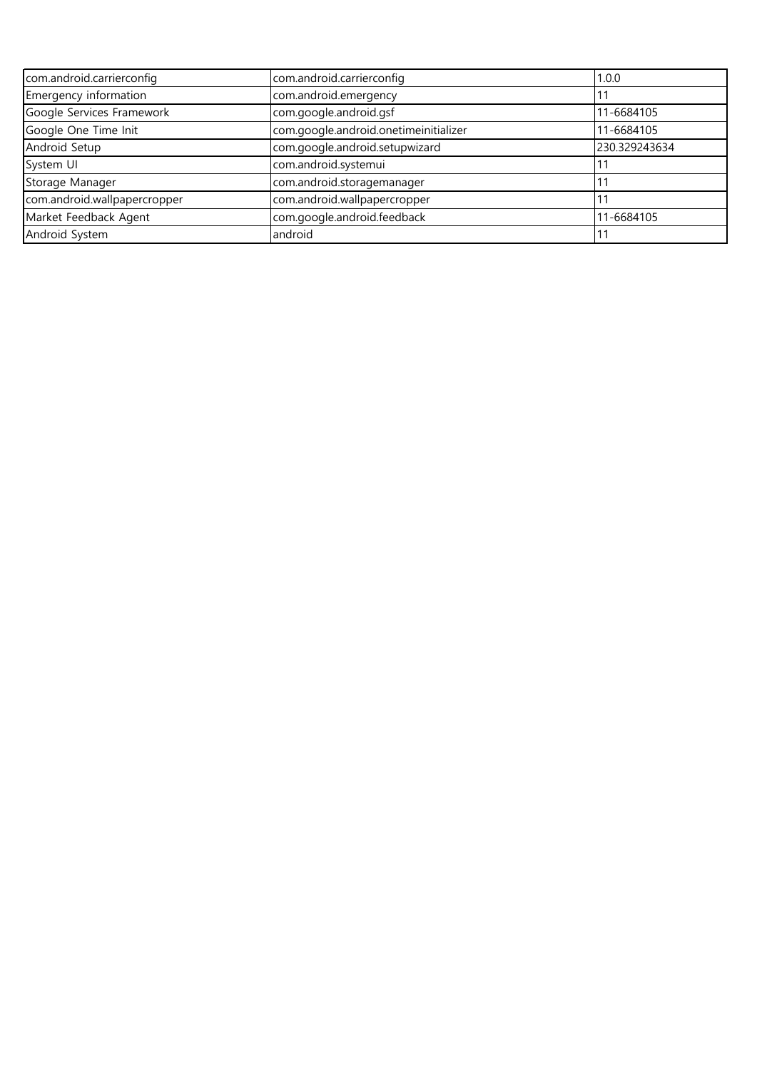| | | |
|---|---|---|
| com.android.carrierconfig | com.android.carrierconfig | 1.0.0 |
| Emergency information | com.android.emergency | 11 |
| Google Services Framework | com.google.android.gsf | 11-6684105 |
| Google One Time Init | com.google.android.onetimeinitializer | 11-6684105 |
| Android Setup | com.google.android.setupwizard | 230.329243634 |
| System UI | com.android.systemui | 11 |
| Storage Manager | com.android.storagemanager | 11 |
| com.android.wallpapercropper | com.android.wallpapercropper | 11 |
| Market Feedback Agent | com.google.android.feedback | 11-6684105 |
| Android System | android | 11 |